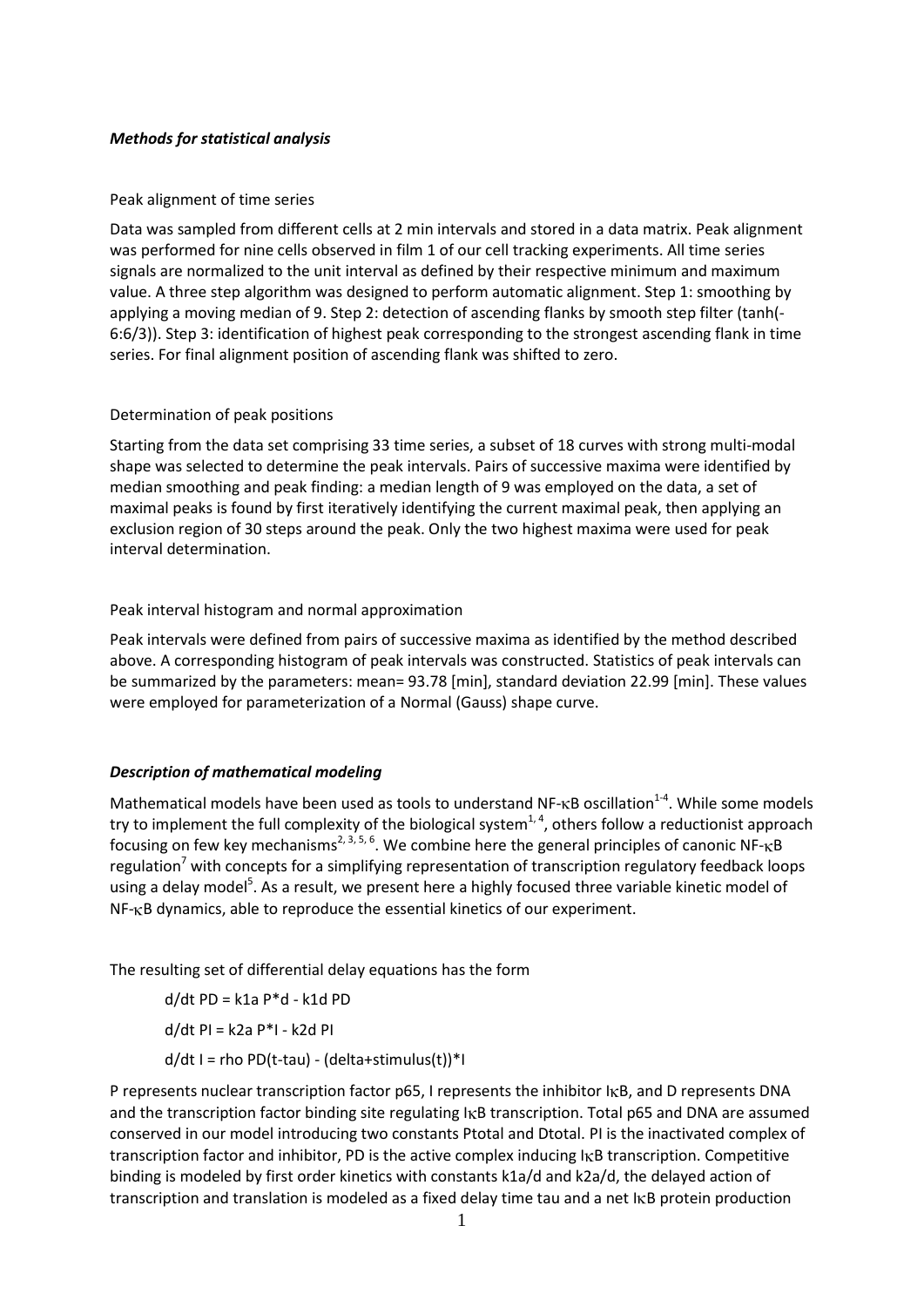## *Methods for statistical analysis*

Peak alignment of time series

Data was sampled from different cells at 2 min intervals and stored in a data matrix. Peak alignment was performed for nine cells observed in film 1 of our cell tracking experiments. All time series signals are normalized to the unit interval as defined by their respective minimum and maximum value. A three step algorithm was designed to perform automatic alignment. Step 1: smoothing by applying a moving median of 9. Step 2: detection of ascending flanks by smooth step filter (tanh(-6:6/3)). Step 3: identification of highest peak corresponding to the strongest ascending flank in time series. For final alignment position of ascending flank was shifted to zero.

Determination of peak positions

Starting from the data set comprising 33 time series, a subset of 18 curves with strong multi-modal shape was selected to determine the peak intervals. Pairs of successive maxima were identified by median smoothing and peak finding: a median length of 9 was employed on the data, a set of maximal peaks is found by first iteratively identifying the current maximal peak, then applying an exclusion region of 30 steps around the peak. Only the two highest maxima were used for peak interval determination.

Peak interval histogram and normal approximation

Peak intervals were defined from pairs of successive maxima as identified by the method described above. A corresponding histogram of peak intervals was constructed. Statistics of peak intervals can be summarized by the parameters: mean= 93.78 [min], standard deviation 22.99 [min]. These values were employed for parameterization of a Normal (Gauss) shape curve.

## *Description of mathematical modeling*

Mathematical models have been used as tools to understand NF-κB oscillation[1-4]. While some models try to implement the full complexity of the biological system[1,4], others follow a reductionist approach focusing on few key mechanisms[2,3,5,6]. We combine here the general principles of canonic NF-κB regulation[7] with concepts for a simplifying representation of transcription regulatory feedback loops using a delay model[5]. As a result, we present here a highly focused three variable kinetic model of NF-κB dynamics, able to reproduce the essential kinetics of our experiment.

The resulting set of differential delay equations has the form

$$d/dt\ PD = k1a\ P*d - k1d\ PD$$

$$d/dt\ PI = k2a\ P*I - k2d\ PI$$

$$d/dt\ I = rho\ PD(t-tau) - (delta+stimulus(t))*I$$

P represents nuclear transcription factor p65, I represents the inhibitor IκB, and D represents DNA and the transcription factor binding site regulating IκB transcription. Total p65 and DNA are assumed conserved in our model introducing two constants Ptotal and Dtotal. PI is the inactivated complex of transcription factor and inhibitor, PD is the active complex inducing IκB transcription. Competitive binding is modeled by first order kinetics with constants k1a/d and k2a/d, the delayed action of transcription and translation is modeled as a fixed delay time tau and a net IκB protein production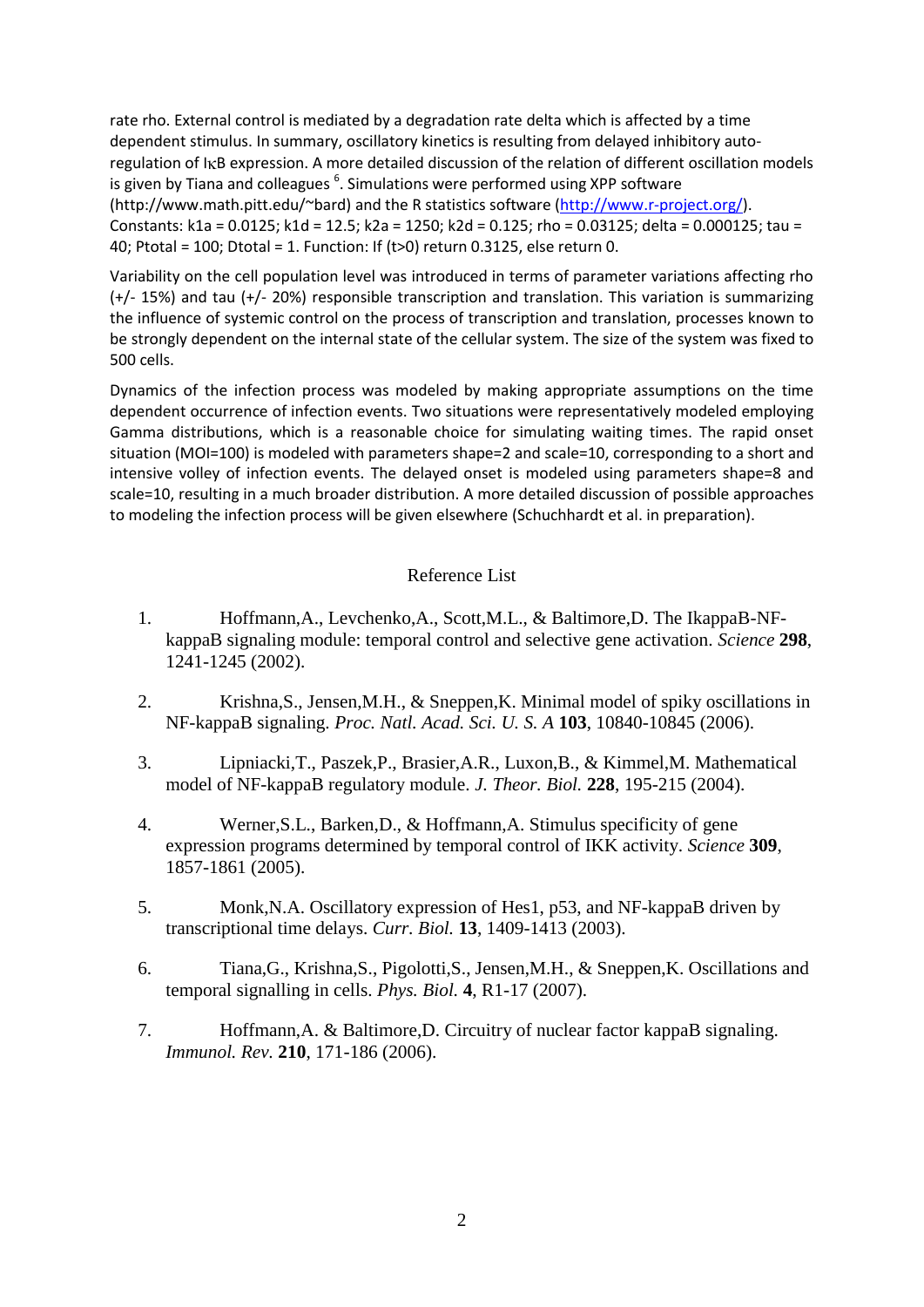rate rho. External control is mediated by a degradation rate delta which is affected by a time dependent stimulus. In summary, oscillatory kinetics is resulting from delayed inhibitory auto-regulation of IκB expression. A more detailed discussion of the relation of different oscillation models is given by Tiana and colleagues [6]. Simulations were performed using XPP software (http://www.math.pitt.edu/~bard) and the R statistics software (http://www.r-project.org/). Constants: k1a = 0.0125; k1d = 12.5; k2a = 1250; k2d = 0.125; rho = 0.03125; delta = 0.000125; tau = 40; Ptotal = 100; Dtotal = 1. Function: If (t>0) return 0.3125, else return 0.

Variability on the cell population level was introduced in terms of parameter variations affecting rho (+/- 15%) and tau (+/- 20%) responsible transcription and translation. This variation is summarizing the influence of systemic control on the process of transcription and translation, processes known to be strongly dependent on the internal state of the cellular system. The size of the system was fixed to 500 cells.

Dynamics of the infection process was modeled by making appropriate assumptions on the time dependent occurrence of infection events. Two situations were representatively modeled employing Gamma distributions, which is a reasonable choice for simulating waiting times. The rapid onset situation (MOI=100) is modeled with parameters shape=2 and scale=10, corresponding to a short and intensive volley of infection events. The delayed onset is modeled using parameters shape=8 and scale=10, resulting in a much broader distribution. A more detailed discussion of possible approaches to modeling the infection process will be given elsewhere (Schuchhardt et al. in preparation).

## Reference List

1. Hoffmann,A., Levchenko,A., Scott,M.L., & Baltimore,D. The IkappaB-NF-kappaB signaling module: temporal control and selective gene activation. *Science* **298**, 1241-1245 (2002).

2. Krishna,S., Jensen,M.H., & Sneppen,K. Minimal model of spiky oscillations in NF-kappaB signaling. *Proc. Natl. Acad. Sci. U. S. A* **103**, 10840-10845 (2006).

3. Lipniacki,T., Paszek,P., Brasier,A.R., Luxon,B., & Kimmel,M. Mathematical model of NF-kappaB regulatory module. *J. Theor. Biol.* **228**, 195-215 (2004).

4. Werner,S.L., Barken,D., & Hoffmann,A. Stimulus specificity of gene expression programs determined by temporal control of IKK activity. *Science* **309**, 1857-1861 (2005).

5. Monk,N.A. Oscillatory expression of Hes1, p53, and NF-kappaB driven by transcriptional time delays. *Curr. Biol.* **13**, 1409-1413 (2003).

6. Tiana,G., Krishna,S., Pigolotti,S., Jensen,M.H., & Sneppen,K. Oscillations and temporal signalling in cells. *Phys. Biol.* **4**, R1-17 (2007).

7. Hoffmann,A. & Baltimore,D. Circuitry of nuclear factor kappaB signaling. *Immunol. Rev.* **210**, 171-186 (2006).